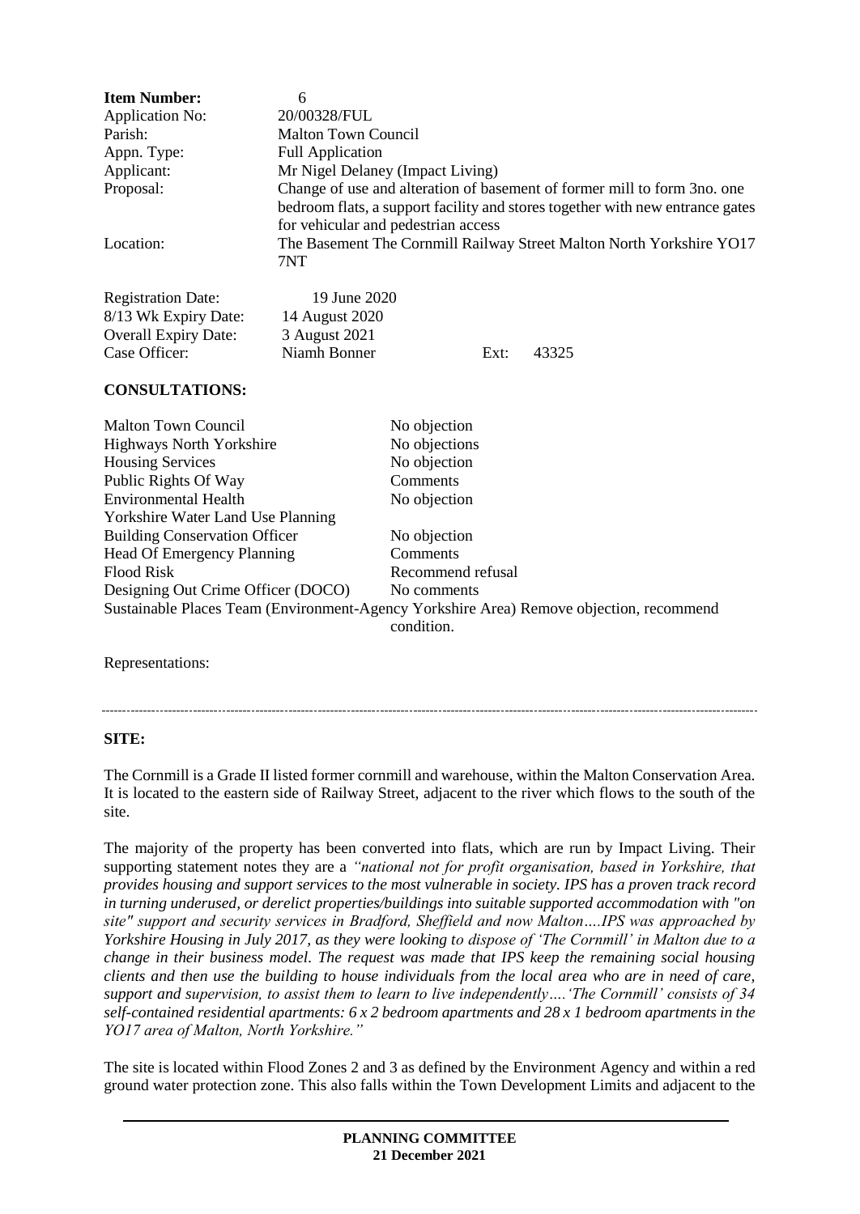| | |
|---|---|
| **Item Number:** | 6 |
| Application No: | 20/00328/FUL |
| Parish: | Malton Town Council |
| Appn. Type: | Full Application |
| Applicant: | Mr Nigel Delaney (Impact Living) |
| Proposal: | Change of use and alteration of basement of former mill to form 3no. one bedroom flats, a support facility and stores together with new entrance gates for vehicular and pedestrian access |
| Location: | The Basement The Cornmill Railway Street Malton North Yorkshire YO17 7NT |

| | | | |
|---|---|---|---|
| Registration Date: | 19 June 2020 | | |
| 8/13 Wk Expiry Date: | 14 August 2020 | | |
| Overall Expiry Date: | 3 August 2021 | | |
| Case Officer: | Niamh Bonner | Ext: | 43325 |

**CONSULTATIONS:**

| | |
|---|---|
| Malton Town Council | No objection |
| Highways North Yorkshire | No objections |
| Housing Services | No objection |
| Public Rights Of Way | Comments |
| Environmental Health | No objection |
| Yorkshire Water Land Use Planning | |
| Building Conservation Officer | No objection |
| Head Of Emergency Planning | Comments |
| Flood Risk | Recommend refusal |
| Designing Out Crime Officer (DOCO) | No comments |
| Sustainable Places Team (Environment-Agency Yorkshire Area) | Remove objection, recommend condition. |

Representations:

---

**SITE:**

The Cornmill is a Grade II listed former cornmill and warehouse, within the Malton Conservation Area. It is located to the eastern side of Railway Street, adjacent to the river which flows to the south of the site.

The majority of the property has been converted into flats, which are run by Impact Living. Their supporting statement notes they are a *"national not for profit organisation, based in Yorkshire, that provides housing and support services to the most vulnerable in society. IPS has a proven track record in turning underused, or derelict properties/buildings into suitable supported accommodation with "on site" support and security services in Bradford, Sheffield and now Malton….IPS was approached by Yorkshire Housing in July 2017, as they were looking to dispose of 'The Cornmill' in Malton due to a change in their business model. The request was made that IPS keep the remaining social housing clients and then use the building to house individuals from the local area who are in need of care, support and supervision, to assist them to learn to live independently….'The Cornmill' consists of 34 self-contained residential apartments: 6 x 2 bedroom apartments and 28 x 1 bedroom apartments in the YO17 area of Malton, North Yorkshire."*

The site is located within Flood Zones 2 and 3 as defined by the Environment Agency and within a red ground water protection zone. This also falls within the Town Development Limits and adjacent to the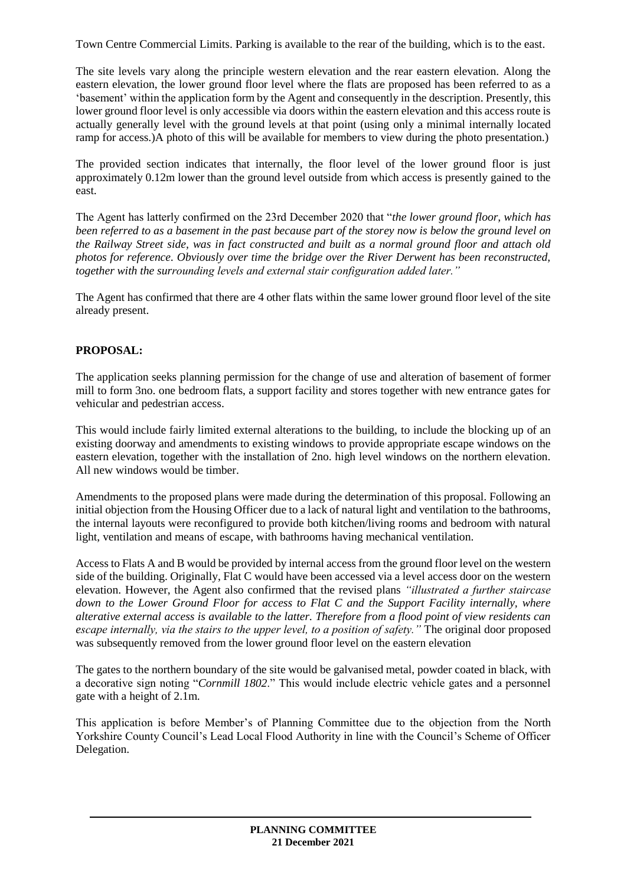Town Centre Commercial Limits. Parking is available to the rear of the building, which is to the east.

The site levels vary along the principle western elevation and the rear eastern elevation. Along the eastern elevation, the lower ground floor level where the flats are proposed has been referred to as a 'basement' within the application form by the Agent and consequently in the description. Presently, this lower ground floor level is only accessible via doors within the eastern elevation and this access route is actually generally level with the ground levels at that point (using only a minimal internally located ramp for access.)A photo of this will be available for members to view during the photo presentation.)

The provided section indicates that internally, the floor level of the lower ground floor is just approximately 0.12m lower than the ground level outside from which access is presently gained to the east.

The Agent has latterly confirmed on the 23rd December 2020 that "*the lower ground floor, which has been referred to as a basement in the past because part of the storey now is below the ground level on the Railway Street side, was in fact constructed and built as a normal ground floor and attach old photos for reference. Obviously over time the bridge over the River Derwent has been reconstructed, together with the surrounding levels and external stair configuration added later.*"

The Agent has confirmed that there are 4 other flats within the same lower ground floor level of the site already present.

## PROPOSAL:

The application seeks planning permission for the change of use and alteration of basement of former mill to form 3no. one bedroom flats, a support facility and stores together with new entrance gates for vehicular and pedestrian access.

This would include fairly limited external alterations to the building, to include the blocking up of an existing doorway and amendments to existing windows to provide appropriate escape windows on the eastern elevation, together with the installation of 2no. high level windows on the northern elevation. All new windows would be timber.

Amendments to the proposed plans were made during the determination of this proposal. Following an initial objection from the Housing Officer due to a lack of natural light and ventilation to the bathrooms, the internal layouts were reconfigured to provide both kitchen/living rooms and bedroom with natural light, ventilation and means of escape, with bathrooms having mechanical ventilation.

Access to Flats A and B would be provided by internal access from the ground floor level on the western side of the building. Originally, Flat C would have been accessed via a level access door on the western elevation. However, the Agent also confirmed that the revised plans *"illustrated a further staircase down to the Lower Ground Floor for access to Flat C and the Support Facility internally, where alterative external access is available to the latter. Therefore from a flood point of view residents can escape internally, via the stairs to the upper level, to a position of safety."* The original door proposed was subsequently removed from the lower ground floor level on the eastern elevation

The gates to the northern boundary of the site would be galvanised metal, powder coated in black, with a decorative sign noting "*Cornmill 1802*." This would include electric vehicle gates and a personnel gate with a height of 2.1m.

This application is before Member's of Planning Committee due to the objection from the North Yorkshire County Council's Lead Local Flood Authority in line with the Council's Scheme of Officer Delegation.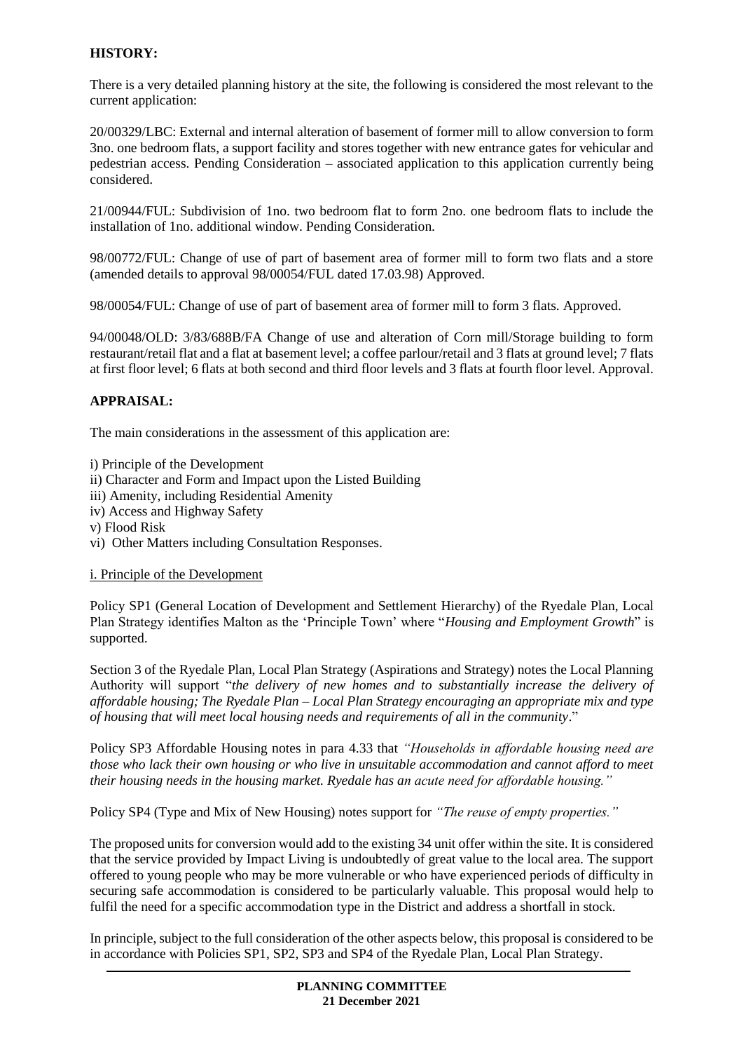**HISTORY:**

There is a very detailed planning history at the site, the following is considered the most relevant to the current application:

20/00329/LBC: External and internal alteration of basement of former mill to allow conversion to form 3no. one bedroom flats, a support facility and stores together with new entrance gates for vehicular and pedestrian access. Pending Consideration – associated application to this application currently being considered.

21/00944/FUL: Subdivision of 1no. two bedroom flat to form 2no. one bedroom flats to include the installation of 1no. additional window. Pending Consideration.

98/00772/FUL: Change of use of part of basement area of former mill to form two flats and a store (amended details to approval 98/00054/FUL dated 17.03.98) Approved.

98/00054/FUL: Change of use of part of basement area of former mill to form 3 flats. Approved.

94/00048/OLD: 3/83/688B/FA Change of use and alteration of Corn mill/Storage building to form restaurant/retail flat and a flat at basement level; a coffee parlour/retail and 3 flats at ground level; 7 flats at first floor level; 6 flats at both second and third floor levels and 3 flats at fourth floor level. Approval.

**APPRAISAL:**

The main considerations in the assessment of this application are:

i) Principle of the Development
ii) Character and Form and Impact upon the Listed Building
iii) Amenity, including Residential Amenity
iv) Access and Highway Safety
v) Flood Risk
vi) Other Matters including Consultation Responses.

i. Principle of the Development

Policy SP1 (General Location of Development and Settlement Hierarchy) of the Ryedale Plan, Local Plan Strategy identifies Malton as the 'Principle Town' where "*Housing and Employment Growth*" is supported.

Section 3 of the Ryedale Plan, Local Plan Strategy (Aspirations and Strategy) notes the Local Planning Authority will support "*the delivery of new homes and to substantially increase the delivery of affordable housing; The Ryedale Plan – Local Plan Strategy encouraging an appropriate mix and type of housing that will meet local housing needs and requirements of all in the community*."

Policy SP3 Affordable Housing notes in para 4.33 that *"Households in affordable housing need are those who lack their own housing or who live in unsuitable accommodation and cannot afford to meet their housing needs in the housing market. Ryedale has an acute need for affordable housing."*

Policy SP4 (Type and Mix of New Housing) notes support for *"The reuse of empty properties."*

The proposed units for conversion would add to the existing 34 unit offer within the site. It is considered that the service provided by Impact Living is undoubtedly of great value to the local area. The support offered to young people who may be more vulnerable or who have experienced periods of difficulty in securing safe accommodation is considered to be particularly valuable. This proposal would help to fulfil the need for a specific accommodation type in the District and address a shortfall in stock.

In principle, subject to the full consideration of the other aspects below, this proposal is considered to be in accordance with Policies SP1, SP2, SP3 and SP4 of the Ryedale Plan, Local Plan Strategy.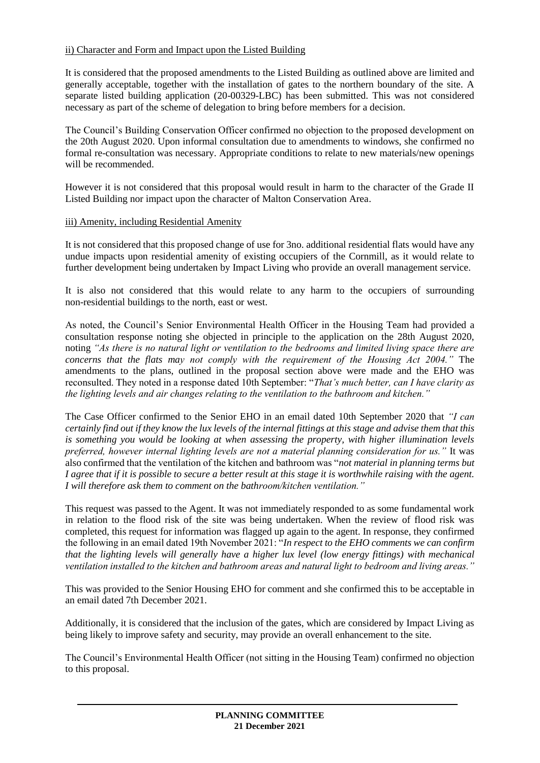ii) Character and Form and Impact upon the Listed Building

It is considered that the proposed amendments to the Listed Building as outlined above are limited and generally acceptable, together with the installation of gates to the northern boundary of the site. A separate listed building application (20-00329-LBC) has been submitted. This was not considered necessary as part of the scheme of delegation to bring before members for a decision.

The Council's Building Conservation Officer confirmed no objection to the proposed development on the 20th August 2020. Upon informal consultation due to amendments to windows, she confirmed no formal re-consultation was necessary. Appropriate conditions to relate to new materials/new openings will be recommended.

However it is not considered that this proposal would result in harm to the character of the Grade II Listed Building nor impact upon the character of Malton Conservation Area.

iii) Amenity, including Residential Amenity

It is not considered that this proposed change of use for 3no. additional residential flats would have any undue impacts upon residential amenity of existing occupiers of the Cornmill, as it would relate to further development being undertaken by Impact Living who provide an overall management service.

It is also not considered that this would relate to any harm to the occupiers of surrounding non-residential buildings to the north, east or west.

As noted, the Council's Senior Environmental Health Officer in the Housing Team had provided a consultation response noting she objected in principle to the application on the 28th August 2020, noting *"As there is no natural light or ventilation to the bedrooms and limited living space there are concerns that the flats may not comply with the requirement of the Housing Act 2004."* The amendments to the plans, outlined in the proposal section above were made and the EHO was reconsulted. They noted in a response dated 10th September: "*That's much better, can I have clarity as the lighting levels and air changes relating to the ventilation to the bathroom and kitchen."*

The Case Officer confirmed to the Senior EHO in an email dated 10th September 2020 that *"I can certainly find out if they know the lux levels of the internal fittings at this stage and advise them that this is something you would be looking at when assessing the property, with higher illumination levels preferred, however internal lighting levels are not a material planning consideration for us."* It was also confirmed that the ventilation of the kitchen and bathroom was "*not material in planning terms but I agree that if it is possible to secure a better result at this stage it is worthwhile raising with the agent. I will therefore ask them to comment on the bathroom/kitchen ventilation."*

This request was passed to the Agent. It was not immediately responded to as some fundamental work in relation to the flood risk of the site was being undertaken. When the review of flood risk was completed, this request for information was flagged up again to the agent. In response, they confirmed the following in an email dated 19th November 2021: "*In respect to the EHO comments we can confirm that the lighting levels will generally have a higher lux level (low energy fittings) with mechanical ventilation installed to the kitchen and bathroom areas and natural light to bedroom and living areas."*

This was provided to the Senior Housing EHO for comment and she confirmed this to be acceptable in an email dated 7th December 2021.

Additionally, it is considered that the inclusion of the gates, which are considered by Impact Living as being likely to improve safety and security, may provide an overall enhancement to the site.

The Council's Environmental Health Officer (not sitting in the Housing Team) confirmed no objection to this proposal.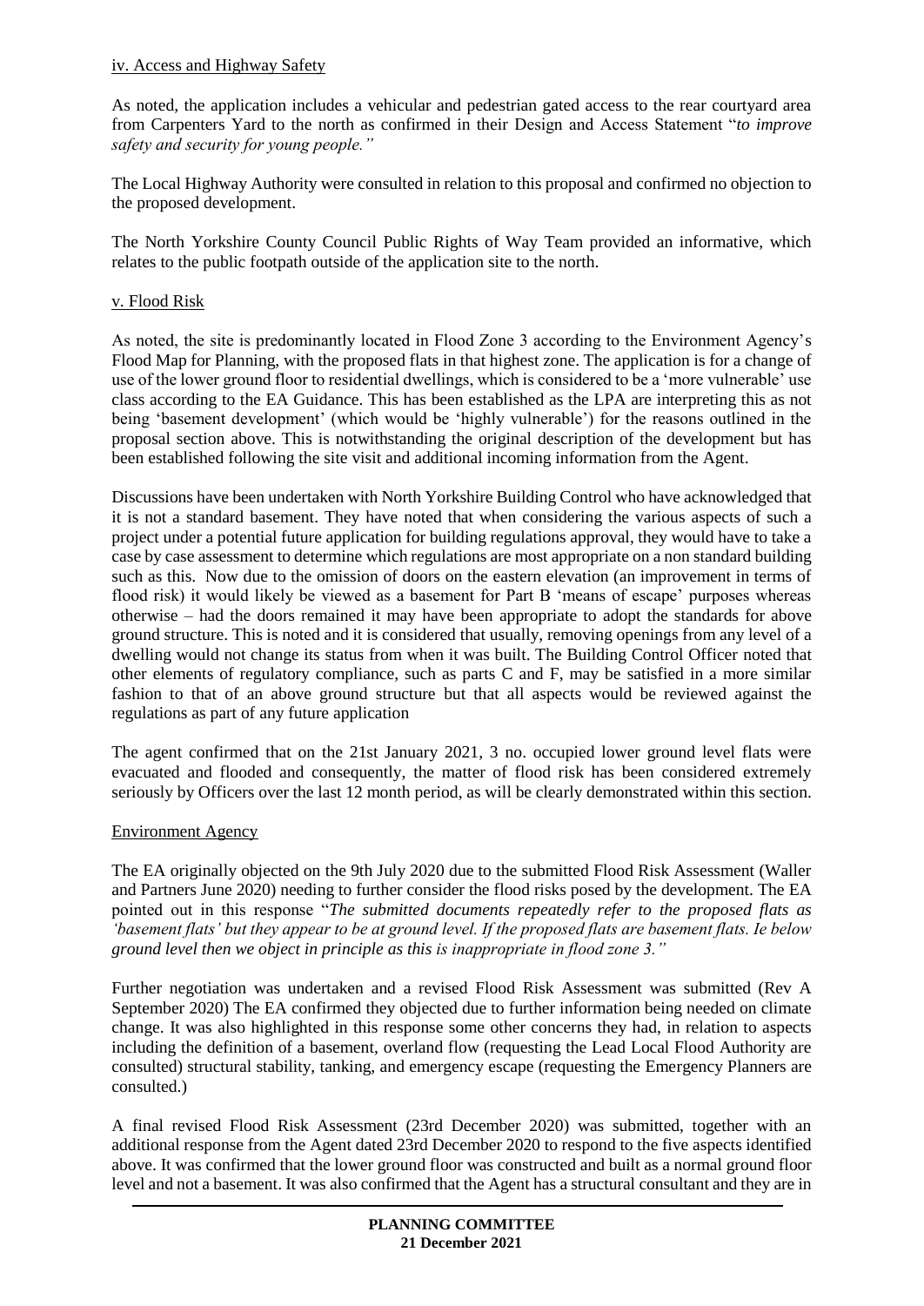iv. Access and Highway Safety

As noted, the application includes a vehicular and pedestrian gated access to the rear courtyard area from Carpenters Yard to the north as confirmed in their Design and Access Statement "*to improve safety and security for young people.*"

The Local Highway Authority were consulted in relation to this proposal and confirmed no objection to the proposed development.

The North Yorkshire County Council Public Rights of Way Team provided an informative, which relates to the public footpath outside of the application site to the north.

v. Flood Risk

As noted, the site is predominantly located in Flood Zone 3 according to the Environment Agency's Flood Map for Planning, with the proposed flats in that highest zone. The application is for a change of use of the lower ground floor to residential dwellings, which is considered to be a 'more vulnerable' use class according to the EA Guidance. This has been established as the LPA are interpreting this as not being 'basement development' (which would be 'highly vulnerable') for the reasons outlined in the proposal section above. This is notwithstanding the original description of the development but has been established following the site visit and additional incoming information from the Agent.

Discussions have been undertaken with North Yorkshire Building Control who have acknowledged that it is not a standard basement. They have noted that when considering the various aspects of such a project under a potential future application for building regulations approval, they would have to take a case by case assessment to determine which regulations are most appropriate on a non standard building such as this. Now due to the omission of doors on the eastern elevation (an improvement in terms of flood risk) it would likely be viewed as a basement for Part B 'means of escape' purposes whereas otherwise – had the doors remained it may have been appropriate to adopt the standards for above ground structure. This is noted and it is considered that usually, removing openings from any level of a dwelling would not change its status from when it was built. The Building Control Officer noted that other elements of regulatory compliance, such as parts C and F, may be satisfied in a more similar fashion to that of an above ground structure but that all aspects would be reviewed against the regulations as part of any future application

The agent confirmed that on the 21st January 2021, 3 no. occupied lower ground level flats were evacuated and flooded and consequently, the matter of flood risk has been considered extremely seriously by Officers over the last 12 month period, as will be clearly demonstrated within this section.

Environment Agency

The EA originally objected on the 9th July 2020 due to the submitted Flood Risk Assessment (Waller and Partners June 2020) needing to further consider the flood risks posed by the development. The EA pointed out in this response "*The submitted documents repeatedly refer to the proposed flats as 'basement flats' but they appear to be at ground level. If the proposed flats are basement flats. Ie below ground level then we object in principle as this is inappropriate in flood zone 3.*"

Further negotiation was undertaken and a revised Flood Risk Assessment was submitted (Rev A September 2020) The EA confirmed they objected due to further information being needed on climate change. It was also highlighted in this response some other concerns they had, in relation to aspects including the definition of a basement, overland flow (requesting the Lead Local Flood Authority are consulted) structural stability, tanking, and emergency escape (requesting the Emergency Planners are consulted.)

A final revised Flood Risk Assessment (23rd December 2020) was submitted, together with an additional response from the Agent dated 23rd December 2020 to respond to the five aspects identified above. It was confirmed that the lower ground floor was constructed and built as a normal ground floor level and not a basement. It was also confirmed that the Agent has a structural consultant and they are in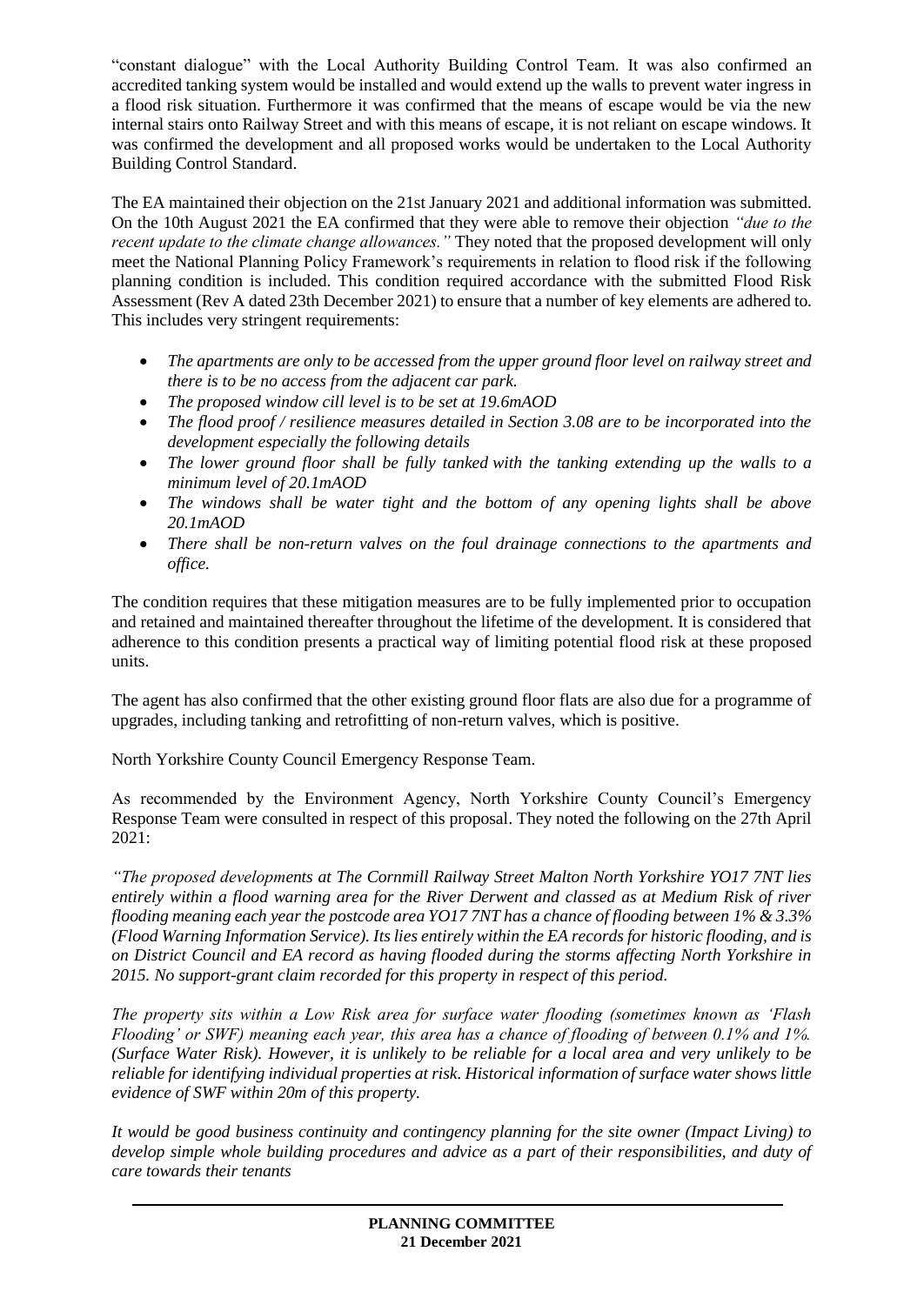"constant dialogue" with the Local Authority Building Control Team. It was also confirmed an accredited tanking system would be installed and would extend up the walls to prevent water ingress in a flood risk situation. Furthermore it was confirmed that the means of escape would be via the new internal stairs onto Railway Street and with this means of escape, it is not reliant on escape windows. It was confirmed the development and all proposed works would be undertaken to the Local Authority Building Control Standard.

The EA maintained their objection on the 21st January 2021 and additional information was submitted. On the 10th August 2021 the EA confirmed that they were able to remove their objection *"due to the recent update to the climate change allowances."* They noted that the proposed development will only meet the National Planning Policy Framework's requirements in relation to flood risk if the following planning condition is included. This condition required accordance with the submitted Flood Risk Assessment (Rev A dated 23th December 2021) to ensure that a number of key elements are adhered to. This includes very stringent requirements:

- *The apartments are only to be accessed from the upper ground floor level on railway street and there is to be no access from the adjacent car park.*
- *The proposed window cill level is to be set at 19.6mAOD*
- *The flood proof / resilience measures detailed in Section 3.08 are to be incorporated into the development especially the following details*
- *The lower ground floor shall be fully tanked with the tanking extending up the walls to a minimum level of 20.1mAOD*
- *The windows shall be water tight and the bottom of any opening lights shall be above 20.1mAOD*
- *There shall be non-return valves on the foul drainage connections to the apartments and office.*

The condition requires that these mitigation measures are to be fully implemented prior to occupation and retained and maintained thereafter throughout the lifetime of the development. It is considered that adherence to this condition presents a practical way of limiting potential flood risk at these proposed units.

The agent has also confirmed that the other existing ground floor flats are also due for a programme of upgrades, including tanking and retrofitting of non-return valves, which is positive.

North Yorkshire County Council Emergency Response Team.

As recommended by the Environment Agency, North Yorkshire County Council's Emergency Response Team were consulted in respect of this proposal. They noted the following on the 27th April 2021:

*"The proposed developments at The Cornmill Railway Street Malton North Yorkshire YO17 7NT lies entirely within a flood warning area for the River Derwent and classed as at Medium Risk of river flooding meaning each year the postcode area YO17 7NT has a chance of flooding between 1% & 3.3% (Flood Warning Information Service). Its lies entirely within the EA records for historic flooding, and is on District Council and EA record as having flooded during the storms affecting North Yorkshire in 2015. No support-grant claim recorded for this property in respect of this period.*

*The property sits within a Low Risk area for surface water flooding (sometimes known as 'Flash Flooding' or SWF) meaning each year, this area has a chance of flooding of between 0.1% and 1%. (Surface Water Risk). However, it is unlikely to be reliable for a local area and very unlikely to be reliable for identifying individual properties at risk. Historical information of surface water shows little evidence of SWF within 20m of this property.*

*It would be good business continuity and contingency planning for the site owner (Impact Living) to develop simple whole building procedures and advice as a part of their responsibilities, and duty of care towards their tenants*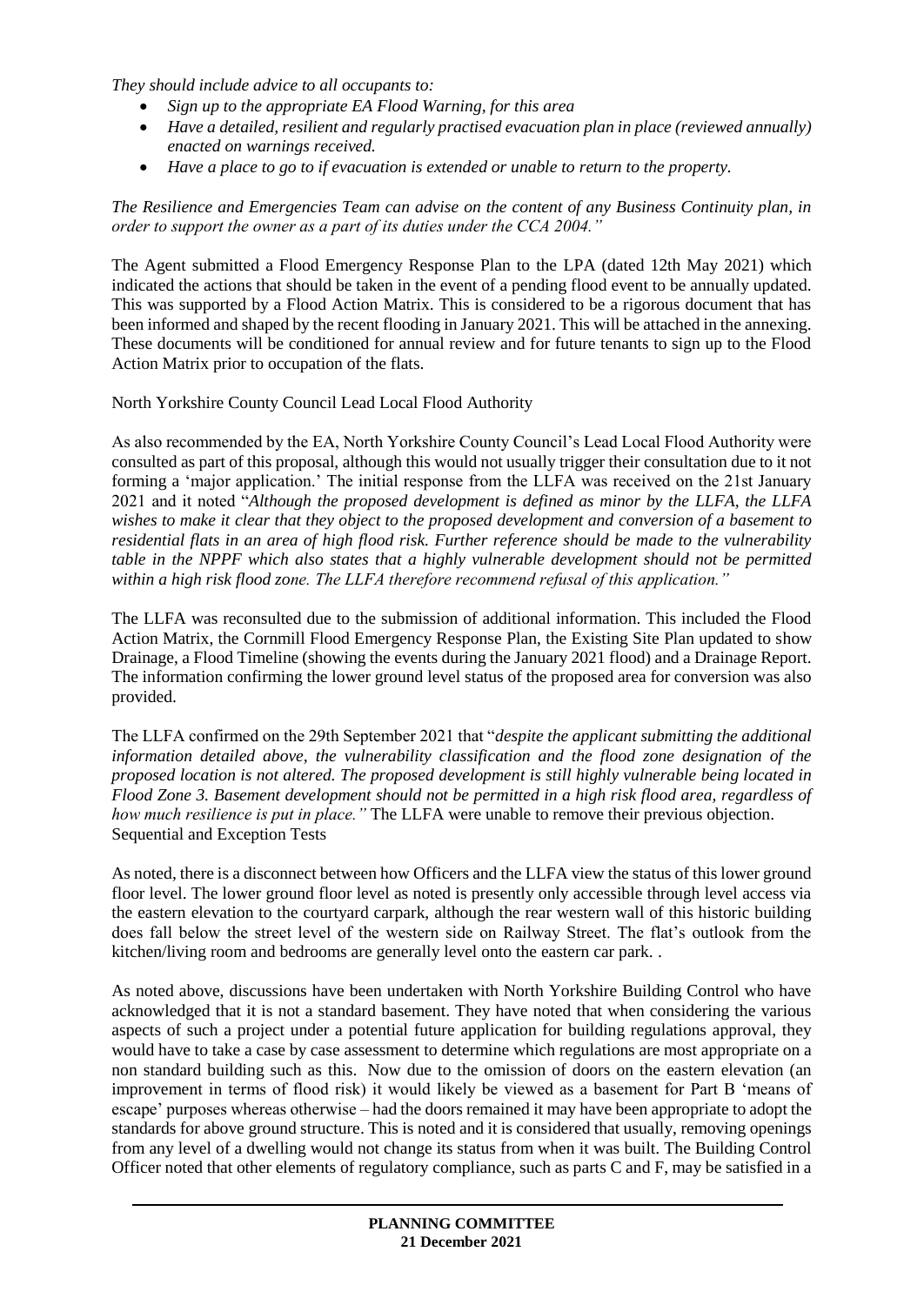*They should include advice to all occupants to:*

- *Sign up to the appropriate EA Flood Warning, for this area*
- *Have a detailed, resilient and regularly practised evacuation plan in place (reviewed annually) enacted on warnings received.*
- *Have a place to go to if evacuation is extended or unable to return to the property.*

*The Resilience and Emergencies Team can advise on the content of any Business Continuity plan, in order to support the owner as a part of its duties under the CCA 2004."*

The Agent submitted a Flood Emergency Response Plan to the LPA (dated 12th May 2021) which indicated the actions that should be taken in the event of a pending flood event to be annually updated. This was supported by a Flood Action Matrix. This is considered to be a rigorous document that has been informed and shaped by the recent flooding in January 2021. This will be attached in the annexing. These documents will be conditioned for annual review and for future tenants to sign up to the Flood Action Matrix prior to occupation of the flats.

North Yorkshire County Council Lead Local Flood Authority

As also recommended by the EA, North Yorkshire County Council's Lead Local Flood Authority were consulted as part of this proposal, although this would not usually trigger their consultation due to it not forming a 'major application.' The initial response from the LLFA was received on the 21st January 2021 and it noted "*Although the proposed development is defined as minor by the LLFA, the LLFA wishes to make it clear that they object to the proposed development and conversion of a basement to residential flats in an area of high flood risk. Further reference should be made to the vulnerability table in the NPPF which also states that a highly vulnerable development should not be permitted within a high risk flood zone. The LLFA therefore recommend refusal of this application."*

The LLFA was reconsulted due to the submission of additional information. This included the Flood Action Matrix, the Cornmill Flood Emergency Response Plan, the Existing Site Plan updated to show Drainage, a Flood Timeline (showing the events during the January 2021 flood) and a Drainage Report. The information confirming the lower ground level status of the proposed area for conversion was also provided.

The LLFA confirmed on the 29th September 2021 that "*despite the applicant submitting the additional information detailed above, the vulnerability classification and the flood zone designation of the proposed location is not altered. The proposed development is still highly vulnerable being located in Flood Zone 3. Basement development should not be permitted in a high risk flood area, regardless of how much resilience is put in place."* The LLFA were unable to remove their previous objection.

Sequential and Exception Tests

As noted, there is a disconnect between how Officers and the LLFA view the status of this lower ground floor level. The lower ground floor level as noted is presently only accessible through level access via the eastern elevation to the courtyard carpark, although the rear western wall of this historic building does fall below the street level of the western side on Railway Street. The flat's outlook from the kitchen/living room and bedrooms are generally level onto the eastern car park. .

As noted above, discussions have been undertaken with North Yorkshire Building Control who have acknowledged that it is not a standard basement. They have noted that when considering the various aspects of such a project under a potential future application for building regulations approval, they would have to take a case by case assessment to determine which regulations are most appropriate on a non standard building such as this. Now due to the omission of doors on the eastern elevation (an improvement in terms of flood risk) it would likely be viewed as a basement for Part B 'means of escape' purposes whereas otherwise – had the doors remained it may have been appropriate to adopt the standards for above ground structure. This is noted and it is considered that usually, removing openings from any level of a dwelling would not change its status from when it was built. The Building Control Officer noted that other elements of regulatory compliance, such as parts C and F, may be satisfied in a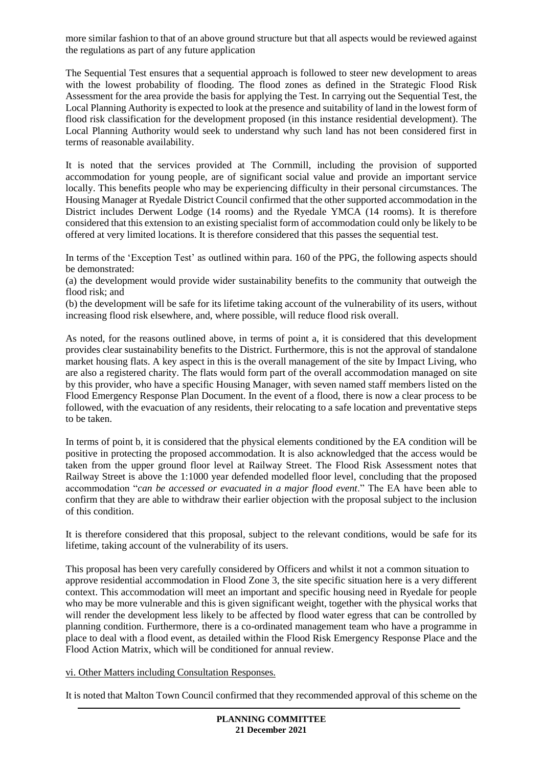more similar fashion to that of an above ground structure but that all aspects would be reviewed against the regulations as part of any future application

The Sequential Test ensures that a sequential approach is followed to steer new development to areas with the lowest probability of flooding. The flood zones as defined in the Strategic Flood Risk Assessment for the area provide the basis for applying the Test. In carrying out the Sequential Test, the Local Planning Authority is expected to look at the presence and suitability of land in the lowest form of flood risk classification for the development proposed (in this instance residential development). The Local Planning Authority would seek to understand why such land has not been considered first in terms of reasonable availability.

It is noted that the services provided at The Cornmill, including the provision of supported accommodation for young people, are of significant social value and provide an important service locally. This benefits people who may be experiencing difficulty in their personal circumstances. The Housing Manager at Ryedale District Council confirmed that the other supported accommodation in the District includes Derwent Lodge (14 rooms) and the Ryedale YMCA (14 rooms). It is therefore considered that this extension to an existing specialist form of accommodation could only be likely to be offered at very limited locations. It is therefore considered that this passes the sequential test.

In terms of the 'Exception Test' as outlined within para. 160 of the PPG, the following aspects should be demonstrated:

(a) the development would provide wider sustainability benefits to the community that outweigh the flood risk; and

(b) the development will be safe for its lifetime taking account of the vulnerability of its users, without increasing flood risk elsewhere, and, where possible, will reduce flood risk overall.

As noted, for the reasons outlined above, in terms of point a, it is considered that this development provides clear sustainability benefits to the District. Furthermore, this is not the approval of standalone market housing flats. A key aspect in this is the overall management of the site by Impact Living, who are also a registered charity. The flats would form part of the overall accommodation managed on site by this provider, who have a specific Housing Manager, with seven named staff members listed on the Flood Emergency Response Plan Document. In the event of a flood, there is now a clear process to be followed, with the evacuation of any residents, their relocating to a safe location and preventative steps to be taken.

In terms of point b, it is considered that the physical elements conditioned by the EA condition will be positive in protecting the proposed accommodation. It is also acknowledged that the access would be taken from the upper ground floor level at Railway Street. The Flood Risk Assessment notes that Railway Street is above the 1:1000 year defended modelled floor level, concluding that the proposed accommodation "*can be accessed or evacuated in a major flood event*." The EA have been able to confirm that they are able to withdraw their earlier objection with the proposal subject to the inclusion of this condition.

It is therefore considered that this proposal, subject to the relevant conditions, would be safe for its lifetime, taking account of the vulnerability of its users.

This proposal has been very carefully considered by Officers and whilst it not a common situation to approve residential accommodation in Flood Zone 3, the site specific situation here is a very different context. This accommodation will meet an important and specific housing need in Ryedale for people who may be more vulnerable and this is given significant weight, together with the physical works that will render the development less likely to be affected by flood water egress that can be controlled by planning condition. Furthermore, there is a co-ordinated management team who have a programme in place to deal with a flood event, as detailed within the Flood Risk Emergency Response Place and the Flood Action Matrix, which will be conditioned for annual review.

vi. Other Matters including Consultation Responses.

It is noted that Malton Town Council confirmed that they recommended approval of this scheme on the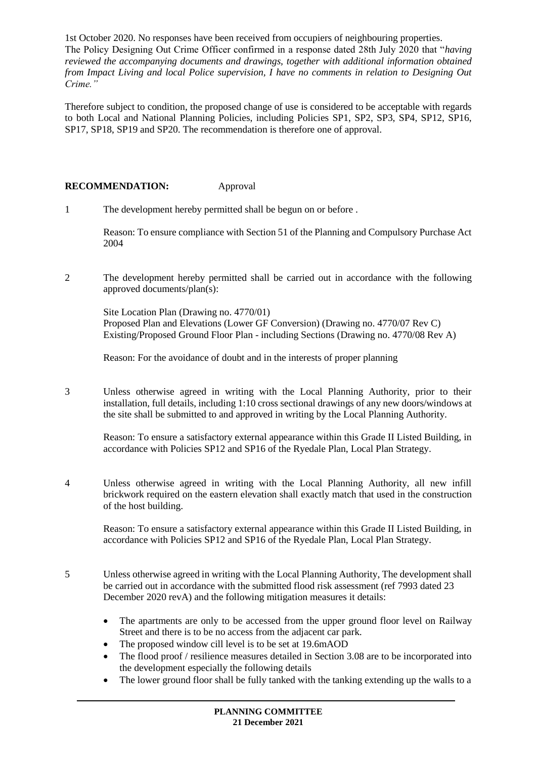1st October 2020. No responses have been received from occupiers of neighbouring properties.
The Policy Designing Out Crime Officer confirmed in a response dated 28th July 2020 that "*having reviewed the accompanying documents and drawings, together with additional information obtained from Impact Living and local Police supervision, I have no comments in relation to Designing Out Crime.*"

Therefore subject to condition, the proposed change of use is considered to be acceptable with regards to both Local and National Planning Policies, including Policies SP1, SP2, SP3, SP4, SP12, SP16, SP17, SP18, SP19 and SP20. The recommendation is therefore one of approval.

**RECOMMENDATION:** Approval

1 The development hereby permitted shall be begun on or before .

Reason: To ensure compliance with Section 51 of the Planning and Compulsory Purchase Act 2004

2 The development hereby permitted shall be carried out in accordance with the following approved documents/plan(s):

Site Location Plan (Drawing no. 4770/01)
Proposed Plan and Elevations (Lower GF Conversion) (Drawing no. 4770/07 Rev C)
Existing/Proposed Ground Floor Plan - including Sections (Drawing no. 4770/08 Rev A)

Reason: For the avoidance of doubt and in the interests of proper planning

3 Unless otherwise agreed in writing with the Local Planning Authority, prior to their installation, full details, including 1:10 cross sectional drawings of any new doors/windows at the site shall be submitted to and approved in writing by the Local Planning Authority.

Reason: To ensure a satisfactory external appearance within this Grade II Listed Building, in accordance with Policies SP12 and SP16 of the Ryedale Plan, Local Plan Strategy.

4 Unless otherwise agreed in writing with the Local Planning Authority, all new infill brickwork required on the eastern elevation shall exactly match that used in the construction of the host building.

Reason: To ensure a satisfactory external appearance within this Grade II Listed Building, in accordance with Policies SP12 and SP16 of the Ryedale Plan, Local Plan Strategy.

5 Unless otherwise agreed in writing with the Local Planning Authority, The development shall be carried out in accordance with the submitted flood risk assessment (ref 7993 dated 23 December 2020 revA) and the following mitigation measures it details:

- The apartments are only to be accessed from the upper ground floor level on Railway Street and there is to be no access from the adjacent car park.
- The proposed window cill level is to be set at 19.6mAOD
- The flood proof / resilience measures detailed in Section 3.08 are to be incorporated into the development especially the following details
- The lower ground floor shall be fully tanked with the tanking extending up the walls to a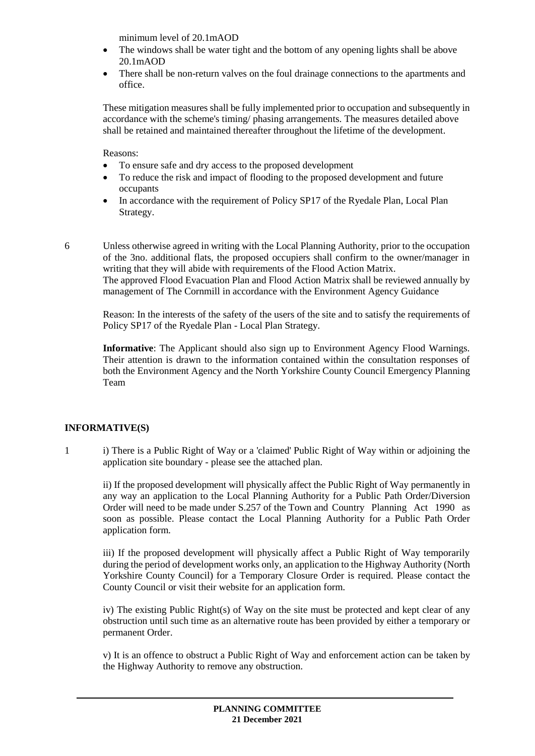minimum level of 20.1mAOD

- The windows shall be water tight and the bottom of any opening lights shall be above 20.1mAOD
- There shall be non-return valves on the foul drainage connections to the apartments and office.

These mitigation measures shall be fully implemented prior to occupation and subsequently in accordance with the scheme's timing/ phasing arrangements. The measures detailed above shall be retained and maintained thereafter throughout the lifetime of the development.

Reasons:

- To ensure safe and dry access to the proposed development
- To reduce the risk and impact of flooding to the proposed development and future occupants
- In accordance with the requirement of Policy SP17 of the Ryedale Plan, Local Plan Strategy.

6 Unless otherwise agreed in writing with the Local Planning Authority, prior to the occupation of the 3no. additional flats, the proposed occupiers shall confirm to the owner/manager in writing that they will abide with requirements of the Flood Action Matrix.
The approved Flood Evacuation Plan and Flood Action Matrix shall be reviewed annually by management of The Cornmill in accordance with the Environment Agency Guidance

Reason: In the interests of the safety of the users of the site and to satisfy the requirements of Policy SP17 of the Ryedale Plan - Local Plan Strategy.

**Informative**: The Applicant should also sign up to Environment Agency Flood Warnings. Their attention is drawn to the information contained within the consultation responses of both the Environment Agency and the North Yorkshire County Council Emergency Planning Team

## INFORMATIVE(S)

1 i) There is a Public Right of Way or a 'claimed' Public Right of Way within or adjoining the application site boundary - please see the attached plan.

ii) If the proposed development will physically affect the Public Right of Way permanently in any way an application to the Local Planning Authority for a Public Path Order/Diversion Order will need to be made under S.257 of the Town and Country Planning Act 1990 as soon as possible. Please contact the Local Planning Authority for a Public Path Order application form.

iii) If the proposed development will physically affect a Public Right of Way temporarily during the period of development works only, an application to the Highway Authority (North Yorkshire County Council) for a Temporary Closure Order is required. Please contact the County Council or visit their website for an application form.

iv) The existing Public Right(s) of Way on the site must be protected and kept clear of any obstruction until such time as an alternative route has been provided by either a temporary or permanent Order.

v) It is an offence to obstruct a Public Right of Way and enforcement action can be taken by the Highway Authority to remove any obstruction.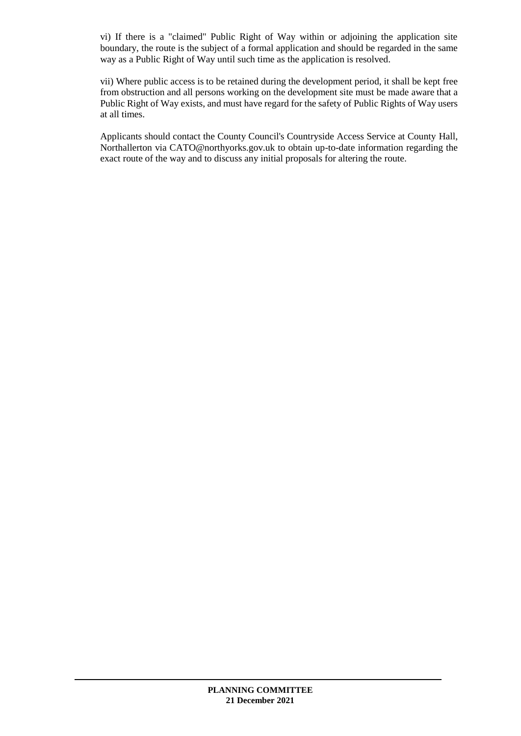vi) If there is a "claimed" Public Right of Way within or adjoining the application site boundary, the route is the subject of a formal application and should be regarded in the same way as a Public Right of Way until such time as the application is resolved.

vii) Where public access is to be retained during the development period, it shall be kept free from obstruction and all persons working on the development site must be made aware that a Public Right of Way exists, and must have regard for the safety of Public Rights of Way users at all times.

Applicants should contact the County Council's Countryside Access Service at County Hall, Northallerton via CATO@northyorks.gov.uk to obtain up-to-date information regarding the exact route of the way and to discuss any initial proposals for altering the route.